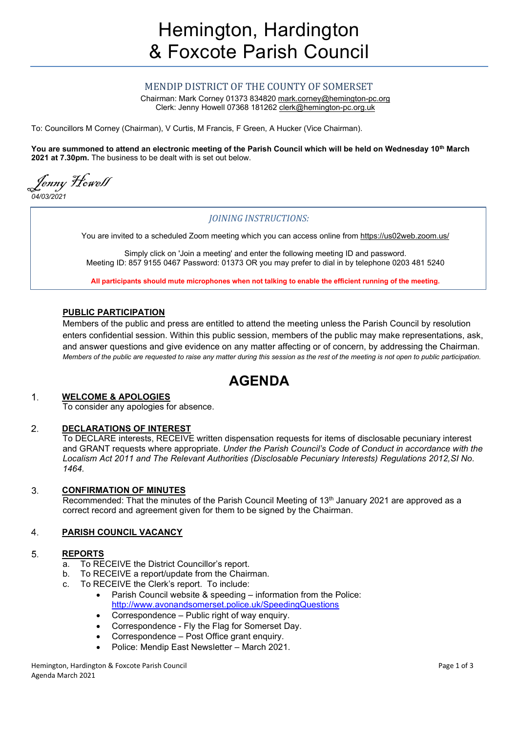# Hemington, Hardington & Foxcote Parish Council

MENDIP DISTRICT OF THE COUNTY OF SOMERSET

Chairman: Mark Corney 01373 834820 mark.corney@hemington-pc.org
Clerk: Jenny Howell 07368 181262 clerk@hemington-pc.org.uk

To: Councillors M Corney (Chairman), V Curtis, M Francis, F Green, A Hucker (Vice Chairman).

**You are summoned to attend an electronic meeting of the Parish Council which will be held on Wednesday 10th March 2021 at 7.30pm.** The business to be dealt with is set out below.

*Jenny Howell*
*04/03/2021*

*JOINING INSTRUCTIONS:*

You are invited to a scheduled Zoom meeting which you can access online from https://us02web.zoom.us/

Simply click on 'Join a meeting' and enter the following meeting ID and password.
Meeting ID: 857 9155 0467 Password: 01373 OR you may prefer to dial in by telephone 0203 481 5240

**All participants should mute microphones when not talking to enable the efficient running of the meeting.**

**PUBLIC PARTICIPATION**

Members of the public and press are entitled to attend the meeting unless the Parish Council by resolution enters confidential session. Within this public session, members of the public may make representations, ask, and answer questions and give evidence on any matter affecting or of concern, by addressing the Chairman.
*Members of the public are requested to raise any matter during this session as the rest of the meeting is not open to public participation.*

# AGENDA

1. **WELCOME & APOLOGIES**
   To consider any apologies for absence.

2. **DECLARATIONS OF INTEREST**
   To DECLARE interests, RECEIVE written dispensation requests for items of disclosable pecuniary interest and GRANT requests where appropriate. *Under the Parish Council's Code of Conduct in accordance with the Localism Act 2011 and The Relevant Authorities (Disclosable Pecuniary Interests) Regulations 2012, SI No. 1464.*

3. **CONFIRMATION OF MINUTES**
   Recommended: That the minutes of the Parish Council Meeting of 13th January 2021 are approved as a correct record and agreement given for them to be signed by the Chairman.

4. **PARISH COUNCIL VACANCY**

5. **REPORTS**
   a. To RECEIVE the District Councillor's report.
   b. To RECEIVE a report/update from the Chairman.
   c. To RECEIVE the Clerk's report. To include:
      - Parish Council website & speeding – information from the Police: http://www.avonandsomerset.police.uk/SpeedingQuestions
      - Correspondence – Public right of way enquiry.
      - Correspondence - Fly the Flag for Somerset Day.
      - Correspondence – Post Office grant enquiry.
      - Police: Mendip East Newsletter – March 2021.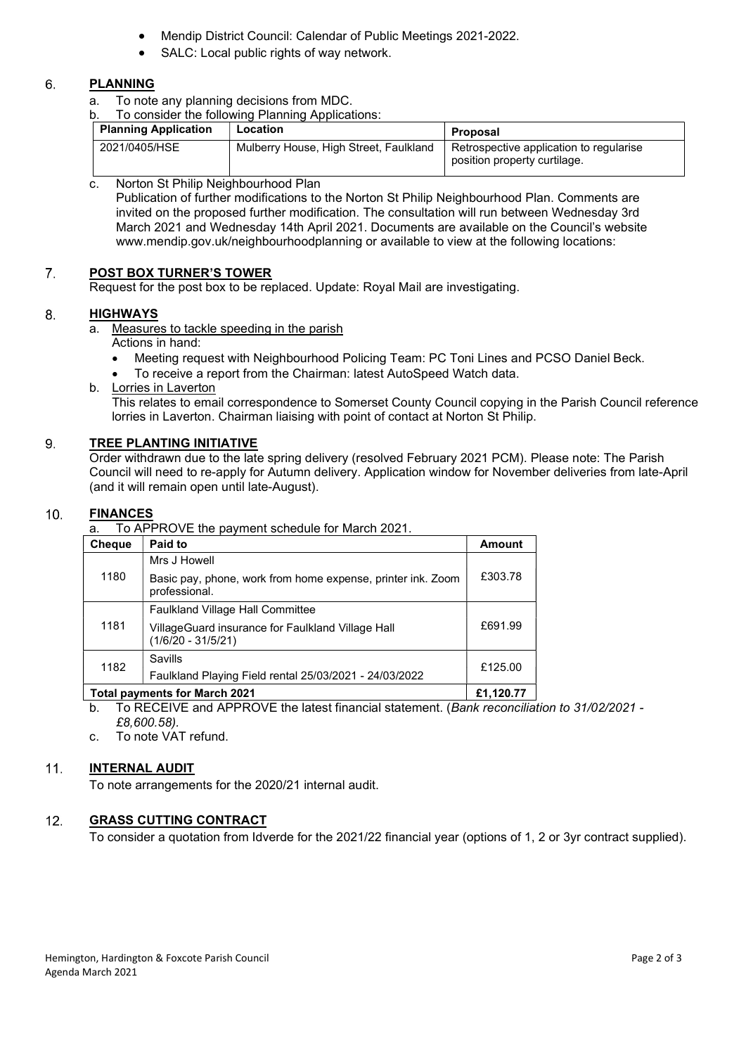- Mendip District Council: Calendar of Public Meetings 2021-2022.
- SALC: Local public rights of way network.

## 6. PLANNING

a. To note any planning decisions from MDC.

b. To consider the following Planning Applications:

| Planning Application | Location | Proposal |
|---|---|---|
| 2021/0405/HSE | Mulberry House, High Street, Faulkland | Retrospective application to regularise position property curtilage. |

c. Norton St Philip Neighbourhood Plan

Publication of further modifications to the Norton St Philip Neighbourhood Plan. Comments are invited on the proposed further modification. The consultation will run between Wednesday 3rd March 2021 and Wednesday 14th April 2021. Documents are available on the Council's website www.mendip.gov.uk/neighbourhoodplanning or available to view at the following locations:

## 7. POST BOX TURNER'S TOWER

Request for the post box to be replaced. Update: Royal Mail are investigating.

## 8. HIGHWAYS

a. Measures to tackle speeding in the parish

Actions in hand:

- Meeting request with Neighbourhood Policing Team: PC Toni Lines and PCSO Daniel Beck.
- To receive a report from the Chairman: latest AutoSpeed Watch data.

b. Lorries in Laverton

This relates to email correspondence to Somerset County Council copying in the Parish Council reference lorries in Laverton. Chairman liaising with point of contact at Norton St Philip.

## 9. TREE PLANTING INITIATIVE

Order withdrawn due to the late spring delivery (resolved February 2021 PCM). Please note: The Parish Council will need to re-apply for Autumn delivery. Application window for November deliveries from late-April (and it will remain open until late-August).

## 10. FINANCES

a. To APPROVE the payment schedule for March 2021.

| Cheque | Paid to | Amount |
|---|---|---|
| 1180 | Mrs J Howell<br>Basic pay, phone, work from home expense, printer ink. Zoom professional. | £303.78 |
| 1181 | Faulkland Village Hall Committee<br>VillageGuard insurance for Faulkland Village Hall (1/6/20 - 31/5/21) | £691.99 |
| 1182 | Savills<br>Faulkland Playing Field rental 25/03/2021 - 24/03/2022 | £125.00 |
| **Total payments for March 2021** | | **£1,120.77** |

b. To RECEIVE and APPROVE the latest financial statement. (*Bank reconciliation to 31/02/2021 - £8,600.58).*

c. To note VAT refund.

## 11. INTERNAL AUDIT

To note arrangements for the 2020/21 internal audit.

## 12. GRASS CUTTING CONTRACT

To consider a quotation from Idverde for the 2021/22 financial year (options of 1, 2 or 3yr contract supplied).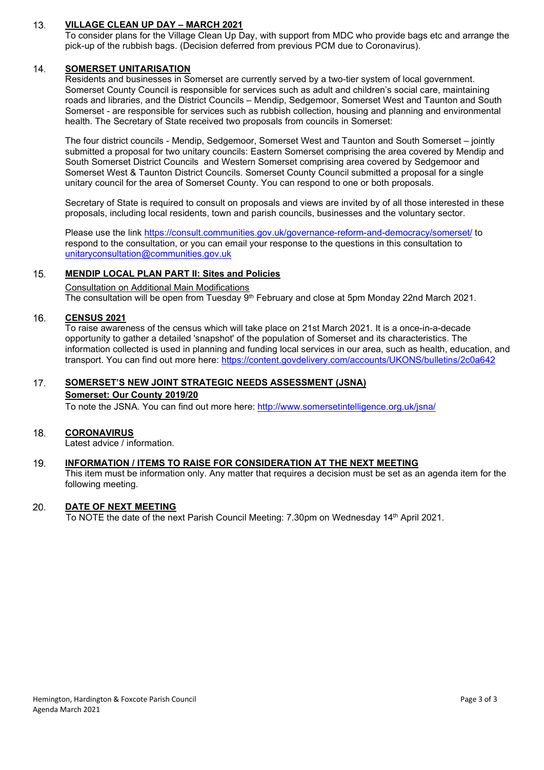13. **VILLAGE CLEAN UP DAY – MARCH 2021**

To consider plans for the Village Clean Up Day, with support from MDC who provide bags etc and arrange the pick-up of the rubbish bags. (Decision deferred from previous PCM due to Coronavirus).

14. **SOMERSET UNITARISATION**

Residents and businesses in Somerset are currently served by a two-tier system of local government. Somerset County Council is responsible for services such as adult and children's social care, maintaining roads and libraries, and the District Councils – Mendip, Sedgemoor, Somerset West and Taunton and South Somerset - are responsible for services such as rubbish collection, housing and planning and environmental health. The Secretary of State received two proposals from councils in Somerset:

The four district councils - Mendip, Sedgemoor, Somerset West and Taunton and South Somerset – jointly submitted a proposal for two unitary councils: Eastern Somerset comprising the area covered by Mendip and South Somerset District Councils and Western Somerset comprising area covered by Sedgemoor and Somerset West & Taunton District Councils. Somerset County Council submitted a proposal for a single unitary council for the area of Somerset County. You can respond to one or both proposals.

Secretary of State is required to consult on proposals and views are invited by of all those interested in these proposals, including local residents, town and parish councils, businesses and the voluntary sector.

Please use the link https://consult.communities.gov.uk/governance-reform-and-democracy/somerset/ to respond to the consultation, or you can email your response to the questions in this consultation to unitaryconsultation@communities.gov.uk

15. **MENDIP LOCAL PLAN PART II: Sites and Policies**

Consultation on Additional Main Modifications
The consultation will be open from Tuesday 9th February and close at 5pm Monday 22nd March 2021.

16. **CENSUS 2021**

To raise awareness of the census which will take place on 21st March 2021. It is a once-in-a-decade opportunity to gather a detailed 'snapshot' of the population of Somerset and its characteristics. The information collected is used in planning and funding local services in our area, such as health, education, and transport. You can find out more here: https://content.govdelivery.com/accounts/UKONS/bulletins/2c0a642

17. **SOMERSET'S NEW JOINT STRATEGIC NEEDS ASSESSMENT (JSNA)**
**Somerset: Our County 2019/20**

To note the JSNA. You can find out more here: http://www.somersetintelligence.org.uk/jsna/

18. **CORONAVIRUS**

Latest advice / information.

19. **INFORMATION / ITEMS TO RAISE FOR CONSIDERATION AT THE NEXT MEETING**

This item must be information only. Any matter that requires a decision must be set as an agenda item for the following meeting.

20. **DATE OF NEXT MEETING**

To NOTE the date of the next Parish Council Meeting: 7.30pm on Wednesday 14th April 2021.